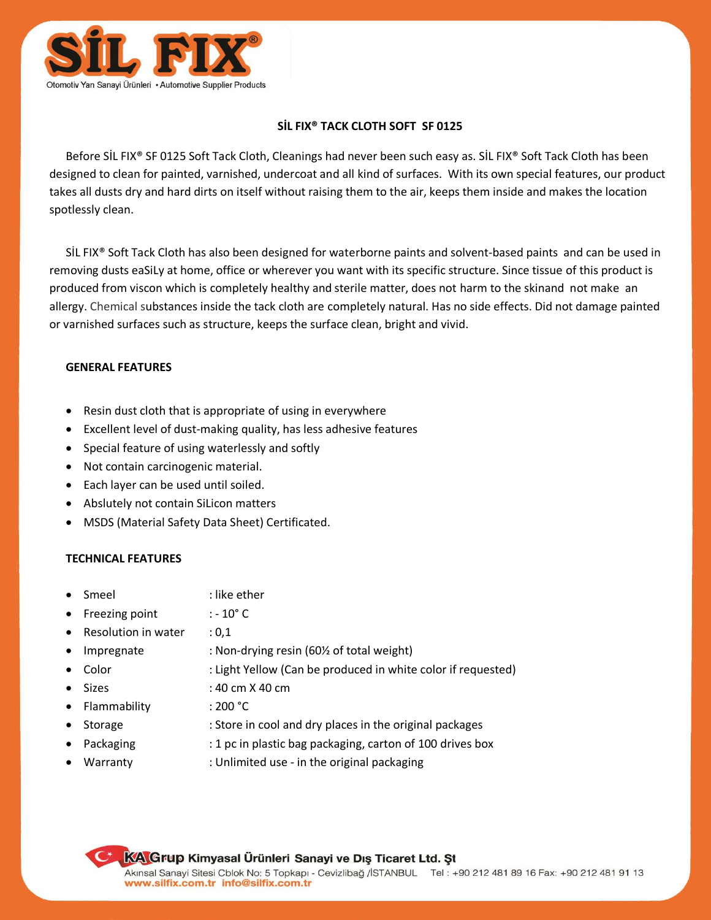**SİL FIX®**

Otomotiv Yan Sanayi Ürünleri • Automotive Supplier Products

# SİL FIX® TACK CLOTH SOFT SF 0125

Before SİL FIX® SF 0125 Soft Tack Cloth, Cleanings had never been such easy as. SİL FIX® Soft Tack Cloth has been designed to clean for painted, varnished, undercoat and all kind of surfaces. With its own special features, our product takes all dusts dry and hard dirts on itself without raising them to the air, keeps them inside and makes the location spotlessly clean.

SİL FIX® Soft Tack Cloth has also been designed for waterborne paints and solvent-based paints and can be used in removing dusts eaSiLy at home, office or wherever you want with its specific structure. Since tissue of this product is produced from viscon which is completely healthy and sterile matter, does not harm to the skinand not make an allergy. Chemical substances inside the tack cloth are completely natural. Has no side effects. Did not damage painted or varnished surfaces such as structure, keeps the surface clean, bright and vivid.

## GENERAL FEATURES

- Resin dust cloth that is appropriate of using in everywhere
- Excellent level of dust-making quality, has less adhesive features
- Special feature of using waterlessly and softly
- Not contain carcinogenic material.
- Each layer can be used until soiled.
- Abslutely not contain SiLicon matters
- MSDS (Material Safety Data Sheet) Certificated.

## TECHNICAL FEATURES

- Smeel : like ether
- Freezing point : - 10° C
- Resolution in water : 0,1
- Impregnate : Non-drying resin (60½ of total weight)
- Color : Light Yellow (Can be produced in white color if requested)
- Sizes : 40 cm X 40 cm
- Flammability : 200 °C
- Storage : Store in cool and dry places in the original packages
- Packaging : 1 pc in plastic bag packaging, carton of 100 drives box
- Warranty : Unlimited use - in the original packaging

**KA Grup Kimyasal Ürünleri Sanayi ve Dış Ticaret Ltd. Şt**

Akınsal Sanayi Sitesi Cblok No: 5 Topkapı - Cevizlibağ /İSTANBUL Tel : +90 212 481 89 16 Fax: +90 212 481 91 13

www.silfix.com.tr info@silfix.com.tr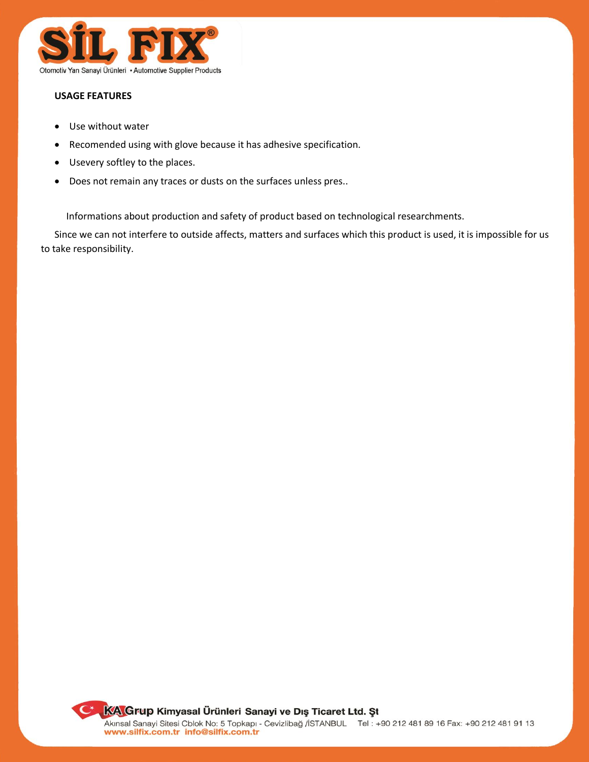## USAGE FEATURES

- Use without water
- Recomended using with glove because it has adhesive specification.
- Usevery softley to the places.
- Does not remain any traces or dusts on the surfaces unless pres..

Informations about production and safety of product based on technological researchments.

Since we can not interfere to outside affects, matters and surfaces which this product is used, it is impossible for us to take responsibility.